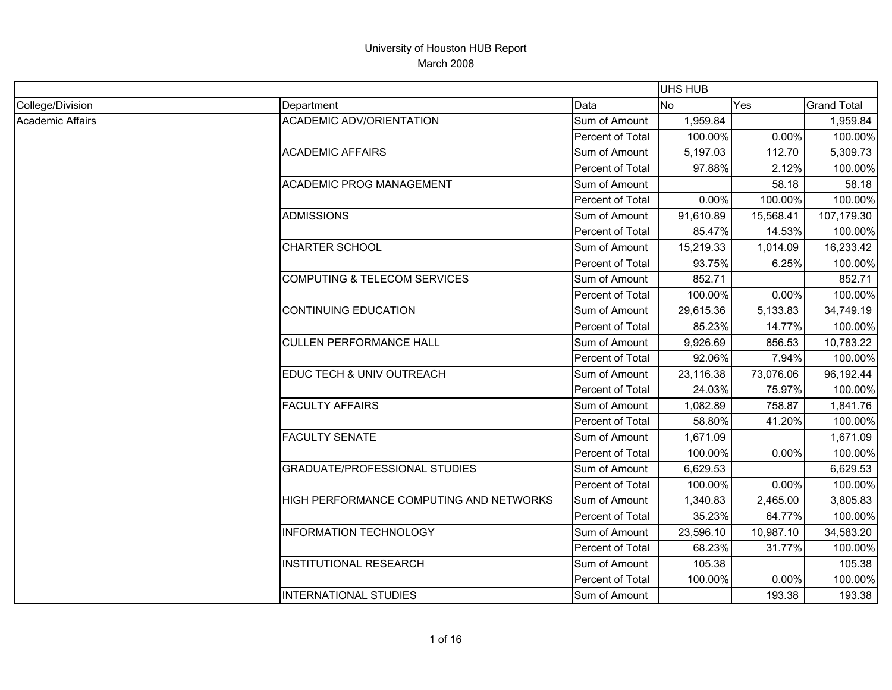# University of Houston HUB Report

March 2008

| | | | UHS HUB | | |
|---|---|---|---|---|---|
| College/Division | Department | Data | No | Yes | Grand Total |
| Academic Affairs | ACADEMIC ADV/ORIENTATION | Sum of Amount | 1,959.84 | | 1,959.84 |
| | | Percent of Total | 100.00% | 0.00% | 100.00% |
| | ACADEMIC AFFAIRS | Sum of Amount | 5,197.03 | 112.70 | 5,309.73 |
| | | Percent of Total | 97.88% | 2.12% | 100.00% |
| | ACADEMIC PROG MANAGEMENT | Sum of Amount | | 58.18 | 58.18 |
| | | Percent of Total | 0.00% | 100.00% | 100.00% |
| | ADMISSIONS | Sum of Amount | 91,610.89 | 15,568.41 | 107,179.30 |
| | | Percent of Total | 85.47% | 14.53% | 100.00% |
| | CHARTER SCHOOL | Sum of Amount | 15,219.33 | 1,014.09 | 16,233.42 |
| | | Percent of Total | 93.75% | 6.25% | 100.00% |
| | COMPUTING & TELECOM SERVICES | Sum of Amount | 852.71 | | 852.71 |
| | | Percent of Total | 100.00% | 0.00% | 100.00% |
| | CONTINUING EDUCATION | Sum of Amount | 29,615.36 | 5,133.83 | 34,749.19 |
| | | Percent of Total | 85.23% | 14.77% | 100.00% |
| | CULLEN PERFORMANCE HALL | Sum of Amount | 9,926.69 | 856.53 | 10,783.22 |
| | | Percent of Total | 92.06% | 7.94% | 100.00% |
| | EDUC TECH & UNIV OUTREACH | Sum of Amount | 23,116.38 | 73,076.06 | 96,192.44 |
| | | Percent of Total | 24.03% | 75.97% | 100.00% |
| | FACULTY AFFAIRS | Sum of Amount | 1,082.89 | 758.87 | 1,841.76 |
| | | Percent of Total | 58.80% | 41.20% | 100.00% |
| | FACULTY SENATE | Sum of Amount | 1,671.09 | | 1,671.09 |
| | | Percent of Total | 100.00% | 0.00% | 100.00% |
| | GRADUATE/PROFESSIONAL STUDIES | Sum of Amount | 6,629.53 | | 6,629.53 |
| | | Percent of Total | 100.00% | 0.00% | 100.00% |
| | HIGH PERFORMANCE COMPUTING AND NETWORKS | Sum of Amount | 1,340.83 | 2,465.00 | 3,805.83 |
| | | Percent of Total | 35.23% | 64.77% | 100.00% |
| | INFORMATION TECHNOLOGY | Sum of Amount | 23,596.10 | 10,987.10 | 34,583.20 |
| | | Percent of Total | 68.23% | 31.77% | 100.00% |
| | INSTITUTIONAL RESEARCH | Sum of Amount | 105.38 | | 105.38 |
| | | Percent of Total | 100.00% | 0.00% | 100.00% |
| | INTERNATIONAL STUDIES | Sum of Amount | | 193.38 | 193.38 |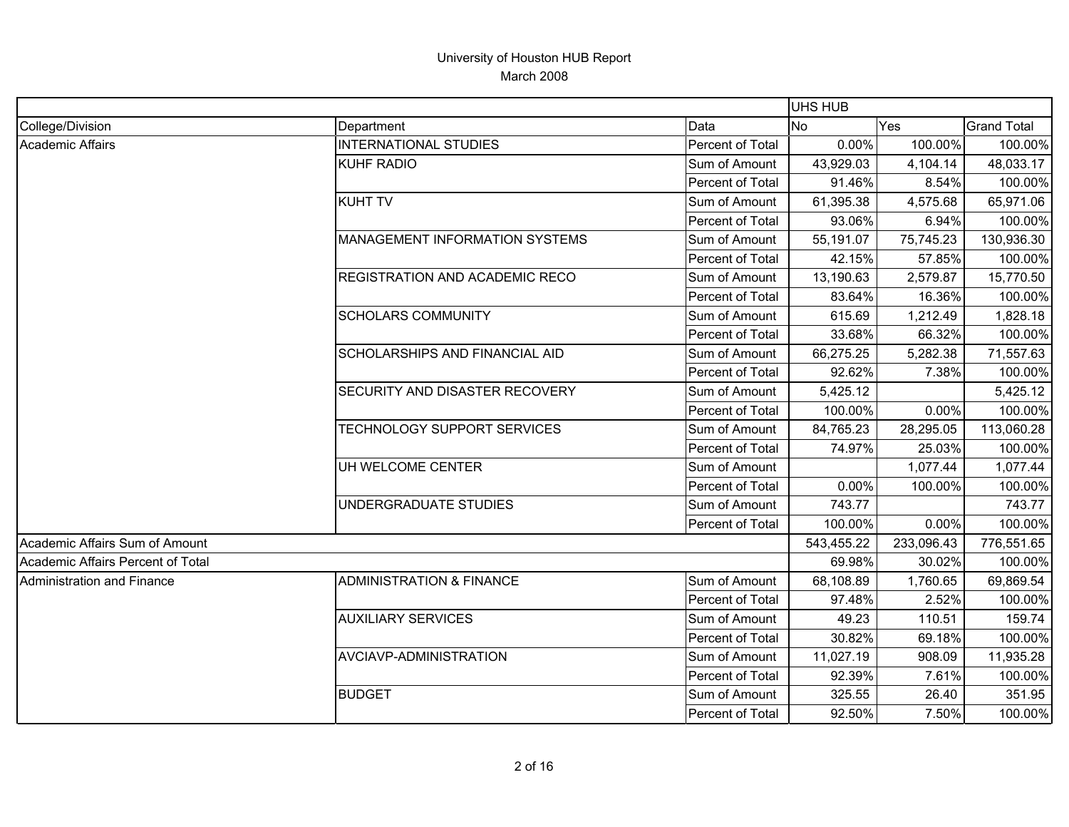# University of Houston HUB Report
## March 2008

| | | | UHS HUB | | |
|---|---|---|---|---|---|
| College/Division | Department | Data | No | Yes | Grand Total |
| Academic Affairs | INTERNATIONAL STUDIES | Percent of Total | 0.00% | 100.00% | 100.00% |
| | KUHF RADIO | Sum of Amount | 43,929.03 | 4,104.14 | 48,033.17 |
| | | Percent of Total | 91.46% | 8.54% | 100.00% |
| | KUHT TV | Sum of Amount | 61,395.38 | 4,575.68 | 65,971.06 |
| | | Percent of Total | 93.06% | 6.94% | 100.00% |
| | MANAGEMENT INFORMATION SYSTEMS | Sum of Amount | 55,191.07 | 75,745.23 | 130,936.30 |
| | | Percent of Total | 42.15% | 57.85% | 100.00% |
| | REGISTRATION AND ACADEMIC RECO | Sum of Amount | 13,190.63 | 2,579.87 | 15,770.50 |
| | | Percent of Total | 83.64% | 16.36% | 100.00% |
| | SCHOLARS COMMUNITY | Sum of Amount | 615.69 | 1,212.49 | 1,828.18 |
| | | Percent of Total | 33.68% | 66.32% | 100.00% |
| | SCHOLARSHIPS AND FINANCIAL AID | Sum of Amount | 66,275.25 | 5,282.38 | 71,557.63 |
| | | Percent of Total | 92.62% | 7.38% | 100.00% |
| | SECURITY AND DISASTER RECOVERY | Sum of Amount | 5,425.12 | | 5,425.12 |
| | | Percent of Total | 100.00% | 0.00% | 100.00% |
| | TECHNOLOGY SUPPORT SERVICES | Sum of Amount | 84,765.23 | 28,295.05 | 113,060.28 |
| | | Percent of Total | 74.97% | 25.03% | 100.00% |
| | UH WELCOME CENTER | Sum of Amount | | 1,077.44 | 1,077.44 |
| | | Percent of Total | 0.00% | 100.00% | 100.00% |
| | UNDERGRADUATE STUDIES | Sum of Amount | 743.77 | | 743.77 |
| | | Percent of Total | 100.00% | 0.00% | 100.00% |
| Academic Affairs Sum of Amount | | | 543,455.22 | 233,096.43 | 776,551.65 |
| Academic Affairs Percent of Total | | | 69.98% | 30.02% | 100.00% |
| Administration and Finance | ADMINISTRATION & FINANCE | Sum of Amount | 68,108.89 | 1,760.65 | 69,869.54 |
| | | Percent of Total | 97.48% | 2.52% | 100.00% |
| | AUXILIARY SERVICES | Sum of Amount | 49.23 | 110.51 | 159.74 |
| | | Percent of Total | 30.82% | 69.18% | 100.00% |
| | AVCIAVP-ADMINISTRATION | Sum of Amount | 11,027.19 | 908.09 | 11,935.28 |
| | | Percent of Total | 92.39% | 7.61% | 100.00% |
| | BUDGET | Sum of Amount | 325.55 | 26.40 | 351.95 |
| | | Percent of Total | 92.50% | 7.50% | 100.00% |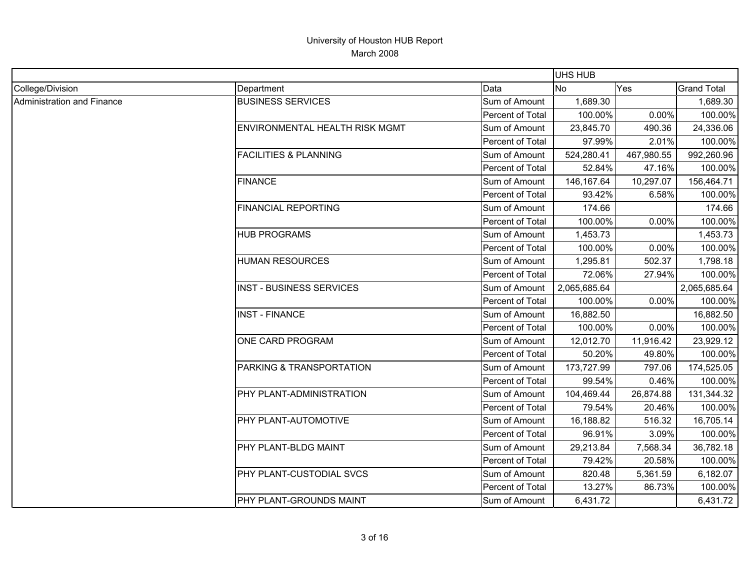# University of Houston HUB Report

March 2008

| | | | UHS HUB | | |
|---|---|---|---|---|---|
| College/Division | Department | Data | No | Yes | Grand Total |
| Administration and Finance | BUSINESS SERVICES | Sum of Amount | 1,689.30 | | 1,689.30 |
| | | Percent of Total | 100.00% | 0.00% | 100.00% |
| | ENVIRONMENTAL HEALTH RISK MGMT | Sum of Amount | 23,845.70 | 490.36 | 24,336.06 |
| | | Percent of Total | 97.99% | 2.01% | 100.00% |
| | FACILITIES & PLANNING | Sum of Amount | 524,280.41 | 467,980.55 | 992,260.96 |
| | | Percent of Total | 52.84% | 47.16% | 100.00% |
| | FINANCE | Sum of Amount | 146,167.64 | 10,297.07 | 156,464.71 |
| | | Percent of Total | 93.42% | 6.58% | 100.00% |
| | FINANCIAL REPORTING | Sum of Amount | 174.66 | | 174.66 |
| | | Percent of Total | 100.00% | 0.00% | 100.00% |
| | HUB PROGRAMS | Sum of Amount | 1,453.73 | | 1,453.73 |
| | | Percent of Total | 100.00% | 0.00% | 100.00% |
| | HUMAN RESOURCES | Sum of Amount | 1,295.81 | 502.37 | 1,798.18 |
| | | Percent of Total | 72.06% | 27.94% | 100.00% |
| | INST - BUSINESS SERVICES | Sum of Amount | 2,065,685.64 | | 2,065,685.64 |
| | | Percent of Total | 100.00% | 0.00% | 100.00% |
| | INST - FINANCE | Sum of Amount | 16,882.50 | | 16,882.50 |
| | | Percent of Total | 100.00% | 0.00% | 100.00% |
| | ONE CARD PROGRAM | Sum of Amount | 12,012.70 | 11,916.42 | 23,929.12 |
| | | Percent of Total | 50.20% | 49.80% | 100.00% |
| | PARKING & TRANSPORTATION | Sum of Amount | 173,727.99 | 797.06 | 174,525.05 |
| | | Percent of Total | 99.54% | 0.46% | 100.00% |
| | PHY PLANT-ADMINISTRATION | Sum of Amount | 104,469.44 | 26,874.88 | 131,344.32 |
| | | Percent of Total | 79.54% | 20.46% | 100.00% |
| | PHY PLANT-AUTOMOTIVE | Sum of Amount | 16,188.82 | 516.32 | 16,705.14 |
| | | Percent of Total | 96.91% | 3.09% | 100.00% |
| | PHY PLANT-BLDG MAINT | Sum of Amount | 29,213.84 | 7,568.34 | 36,782.18 |
| | | Percent of Total | 79.42% | 20.58% | 100.00% |
| | PHY PLANT-CUSTODIAL SVCS | Sum of Amount | 820.48 | 5,361.59 | 6,182.07 |
| | | Percent of Total | 13.27% | 86.73% | 100.00% |
| | PHY PLANT-GROUNDS MAINT | Sum of Amount | 6,431.72 | | 6,431.72 |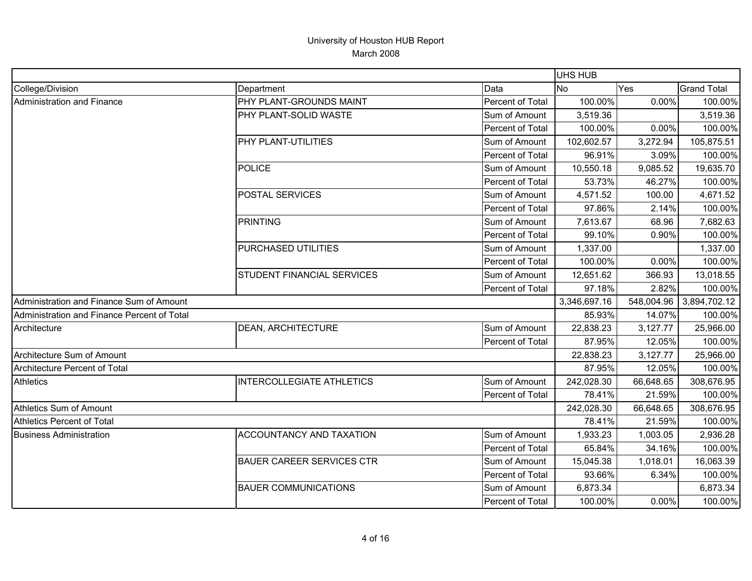University of Houston HUB Report
March 2008

| | | | UHS HUB | | |
|---|---|---|---|---|---|
| College/Division | Department | Data | No | Yes | Grand Total |
| Administration and Finance | PHY PLANT-GROUNDS MAINT | Percent of Total | 100.00% | 0.00% | 100.00% |
| | PHY PLANT-SOLID WASTE | Sum of Amount | 3,519.36 | | 3,519.36 |
| | | Percent of Total | 100.00% | 0.00% | 100.00% |
| | PHY PLANT-UTILITIES | Sum of Amount | 102,602.57 | 3,272.94 | 105,875.51 |
| | | Percent of Total | 96.91% | 3.09% | 100.00% |
| | POLICE | Sum of Amount | 10,550.18 | 9,085.52 | 19,635.70 |
| | | Percent of Total | 53.73% | 46.27% | 100.00% |
| | POSTAL SERVICES | Sum of Amount | 4,571.52 | 100.00 | 4,671.52 |
| | | Percent of Total | 97.86% | 2.14% | 100.00% |
| | PRINTING | Sum of Amount | 7,613.67 | 68.96 | 7,682.63 |
| | | Percent of Total | 99.10% | 0.90% | 100.00% |
| | PURCHASED UTILITIES | Sum of Amount | 1,337.00 | | 1,337.00 |
| | | Percent of Total | 100.00% | 0.00% | 100.00% |
| | STUDENT FINANCIAL SERVICES | Sum of Amount | 12,651.62 | 366.93 | 13,018.55 |
| | | Percent of Total | 97.18% | 2.82% | 100.00% |
| Administration and Finance Sum of Amount | | | 3,346,697.16 | 548,004.96 | 3,894,702.12 |
| Administration and Finance Percent of Total | | | 85.93% | 14.07% | 100.00% |
| Architecture | DEAN, ARCHITECTURE | Sum of Amount | 22,838.23 | 3,127.77 | 25,966.00 |
| | | Percent of Total | 87.95% | 12.05% | 100.00% |
| Architecture Sum of Amount | | | 22,838.23 | 3,127.77 | 25,966.00 |
| Architecture Percent of Total | | | 87.95% | 12.05% | 100.00% |
| Athletics | INTERCOLLEGIATE ATHLETICS | Sum of Amount | 242,028.30 | 66,648.65 | 308,676.95 |
| | | Percent of Total | 78.41% | 21.59% | 100.00% |
| Athletics Sum of Amount | | | 242,028.30 | 66,648.65 | 308,676.95 |
| Athletics Percent of Total | | | 78.41% | 21.59% | 100.00% |
| Business Administration | ACCOUNTANCY AND TAXATION | Sum of Amount | 1,933.23 | 1,003.05 | 2,936.28 |
| | | Percent of Total | 65.84% | 34.16% | 100.00% |
| | BAUER CAREER SERVICES CTR | Sum of Amount | 15,045.38 | 1,018.01 | 16,063.39 |
| | | Percent of Total | 93.66% | 6.34% | 100.00% |
| | BAUER COMMUNICATIONS | Sum of Amount | 6,873.34 | | 6,873.34 |
| | | Percent of Total | 100.00% | 0.00% | 100.00% |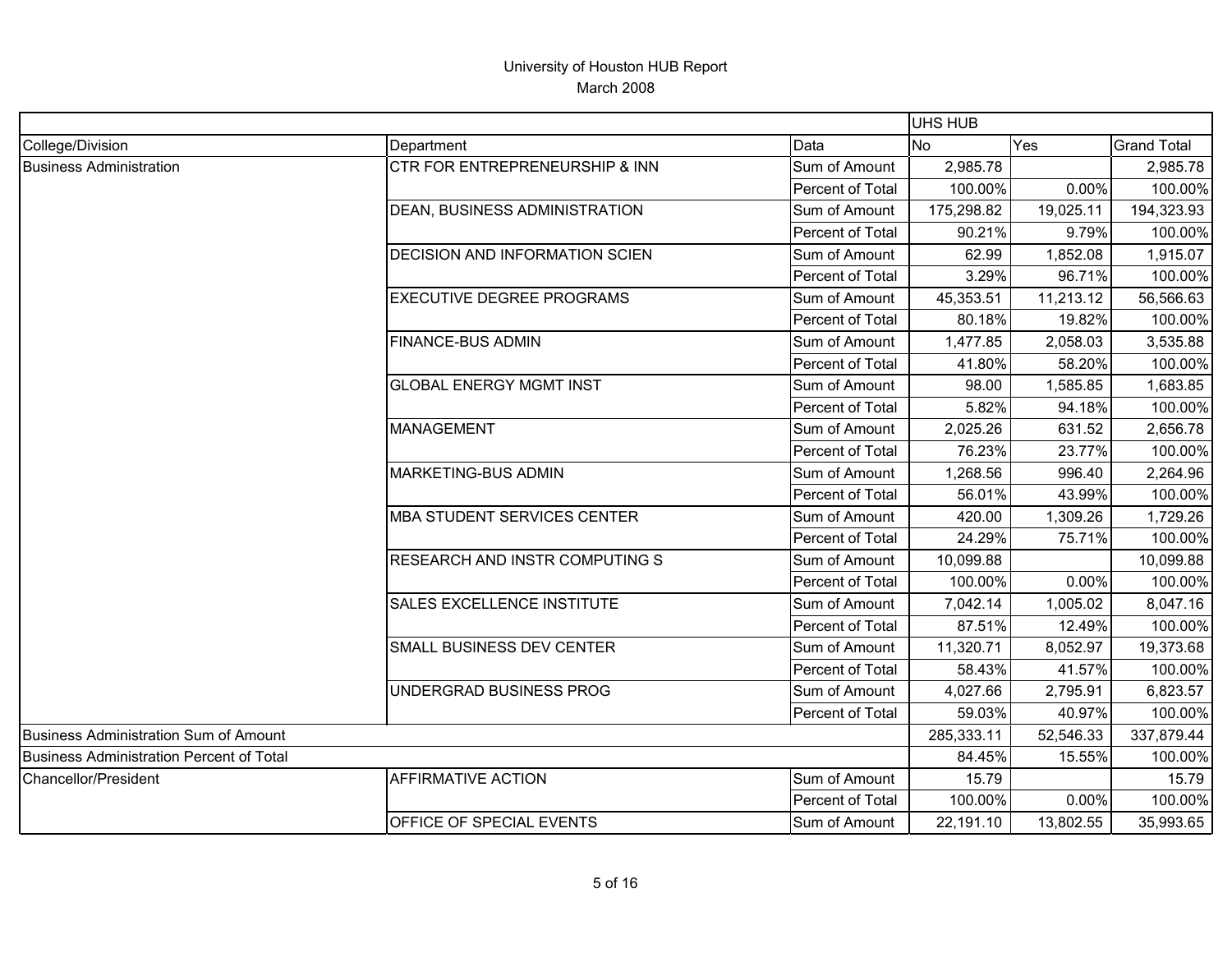# University of Houston HUB Report

March 2008

| | | | UHS HUB | | |
|---|---|---|---|---|---|
| College/Division | Department | Data | No | Yes | Grand Total |
| Business Administration | CTR FOR ENTREPRENEURSHIP & INN | Sum of Amount | 2,985.78 | | 2,985.78 |
| | | Percent of Total | 100.00% | 0.00% | 100.00% |
| | DEAN, BUSINESS ADMINISTRATION | Sum of Amount | 175,298.82 | 19,025.11 | 194,323.93 |
| | | Percent of Total | 90.21% | 9.79% | 100.00% |
| | DECISION AND INFORMATION SCIEN | Sum of Amount | 62.99 | 1,852.08 | 1,915.07 |
| | | Percent of Total | 3.29% | 96.71% | 100.00% |
| | EXECUTIVE DEGREE PROGRAMS | Sum of Amount | 45,353.51 | 11,213.12 | 56,566.63 |
| | | Percent of Total | 80.18% | 19.82% | 100.00% |
| | FINANCE-BUS ADMIN | Sum of Amount | 1,477.85 | 2,058.03 | 3,535.88 |
| | | Percent of Total | 41.80% | 58.20% | 100.00% |
| | GLOBAL ENERGY MGMT INST | Sum of Amount | 98.00 | 1,585.85 | 1,683.85 |
| | | Percent of Total | 5.82% | 94.18% | 100.00% |
| | MANAGEMENT | Sum of Amount | 2,025.26 | 631.52 | 2,656.78 |
| | | Percent of Total | 76.23% | 23.77% | 100.00% |
| | MARKETING-BUS ADMIN | Sum of Amount | 1,268.56 | 996.40 | 2,264.96 |
| | | Percent of Total | 56.01% | 43.99% | 100.00% |
| | MBA STUDENT SERVICES CENTER | Sum of Amount | 420.00 | 1,309.26 | 1,729.26 |
| | | Percent of Total | 24.29% | 75.71% | 100.00% |
| | RESEARCH AND INSTR COMPUTING S | Sum of Amount | 10,099.88 | | 10,099.88 |
| | | Percent of Total | 100.00% | 0.00% | 100.00% |
| | SALES EXCELLENCE INSTITUTE | Sum of Amount | 7,042.14 | 1,005.02 | 8,047.16 |
| | | Percent of Total | 87.51% | 12.49% | 100.00% |
| | SMALL BUSINESS DEV CENTER | Sum of Amount | 11,320.71 | 8,052.97 | 19,373.68 |
| | | Percent of Total | 58.43% | 41.57% | 100.00% |
| | UNDERGRAD BUSINESS PROG | Sum of Amount | 4,027.66 | 2,795.91 | 6,823.57 |
| | | Percent of Total | 59.03% | 40.97% | 100.00% |
| Business Administration Sum of Amount | | | 285,333.11 | 52,546.33 | 337,879.44 |
| Business Administration Percent of Total | | | 84.45% | 15.55% | 100.00% |
| Chancellor/President | AFFIRMATIVE ACTION | Sum of Amount | 15.79 | | 15.79 |
| | | Percent of Total | 100.00% | 0.00% | 100.00% |
| | OFFICE OF SPECIAL EVENTS | Sum of Amount | 22,191.10 | 13,802.55 | 35,993.65 |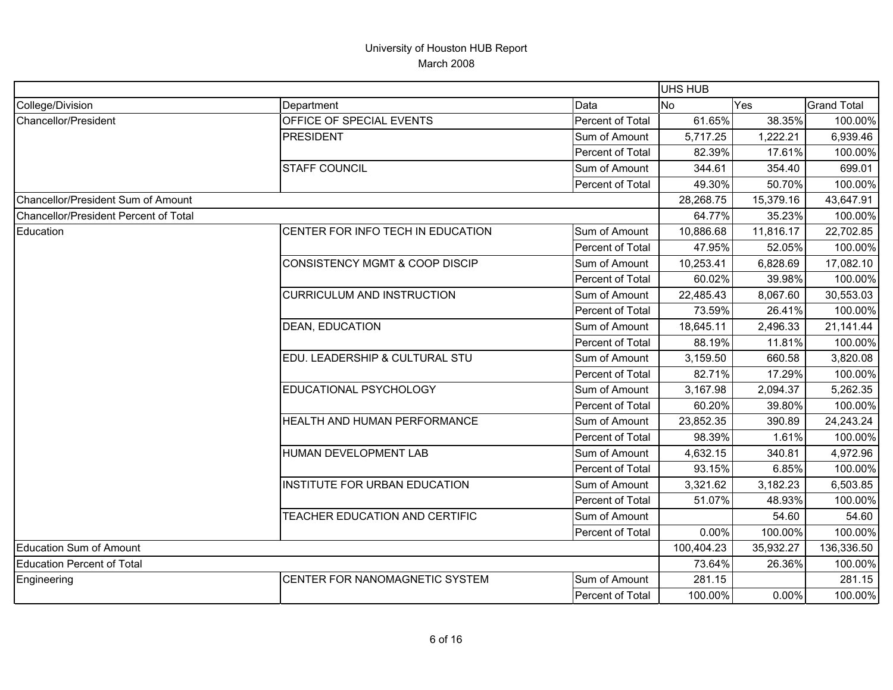University of Houston HUB Report
March 2008

| | | | UHS HUB | | |
|---|---|---|---|---|---|
| College/Division | Department | Data | No | Yes | Grand Total |
| Chancellor/President | OFFICE OF SPECIAL EVENTS | Percent of Total | 61.65% | 38.35% | 100.00% |
| | PRESIDENT | Sum of Amount | 5,717.25 | 1,222.21 | 6,939.46 |
| | | Percent of Total | 82.39% | 17.61% | 100.00% |
| | STAFF COUNCIL | Sum of Amount | 344.61 | 354.40 | 699.01 |
| | | Percent of Total | 49.30% | 50.70% | 100.00% |
| Chancellor/President Sum of Amount | | | 28,268.75 | 15,379.16 | 43,647.91 |
| Chancellor/President Percent of Total | | | 64.77% | 35.23% | 100.00% |
| Education | CENTER FOR INFO TECH IN EDUCATION | Sum of Amount | 10,886.68 | 11,816.17 | 22,702.85 |
| | | Percent of Total | 47.95% | 52.05% | 100.00% |
| | CONSISTENCY MGMT & COOP DISCIP | Sum of Amount | 10,253.41 | 6,828.69 | 17,082.10 |
| | | Percent of Total | 60.02% | 39.98% | 100.00% |
| | CURRICULUM AND INSTRUCTION | Sum of Amount | 22,485.43 | 8,067.60 | 30,553.03 |
| | | Percent of Total | 73.59% | 26.41% | 100.00% |
| | DEAN, EDUCATION | Sum of Amount | 18,645.11 | 2,496.33 | 21,141.44 |
| | | Percent of Total | 88.19% | 11.81% | 100.00% |
| | EDU. LEADERSHIP & CULTURAL STU | Sum of Amount | 3,159.50 | 660.58 | 3,820.08 |
| | | Percent of Total | 82.71% | 17.29% | 100.00% |
| | EDUCATIONAL PSYCHOLOGY | Sum of Amount | 3,167.98 | 2,094.37 | 5,262.35 |
| | | Percent of Total | 60.20% | 39.80% | 100.00% |
| | HEALTH AND HUMAN PERFORMANCE | Sum of Amount | 23,852.35 | 390.89 | 24,243.24 |
| | | Percent of Total | 98.39% | 1.61% | 100.00% |
| | HUMAN DEVELOPMENT LAB | Sum of Amount | 4,632.15 | 340.81 | 4,972.96 |
| | | Percent of Total | 93.15% | 6.85% | 100.00% |
| | INSTITUTE FOR URBAN EDUCATION | Sum of Amount | 3,321.62 | 3,182.23 | 6,503.85 |
| | | Percent of Total | 51.07% | 48.93% | 100.00% |
| | TEACHER EDUCATION AND CERTIFIC | Sum of Amount | | 54.60 | 54.60 |
| | | Percent of Total | 0.00% | 100.00% | 100.00% |
| Education Sum of Amount | | | 100,404.23 | 35,932.27 | 136,336.50 |
| Education Percent of Total | | | 73.64% | 26.36% | 100.00% |
| Engineering | CENTER FOR NANOMAGNETIC SYSTEM | Sum of Amount | 281.15 | | 281.15 |
| | | Percent of Total | 100.00% | 0.00% | 100.00% |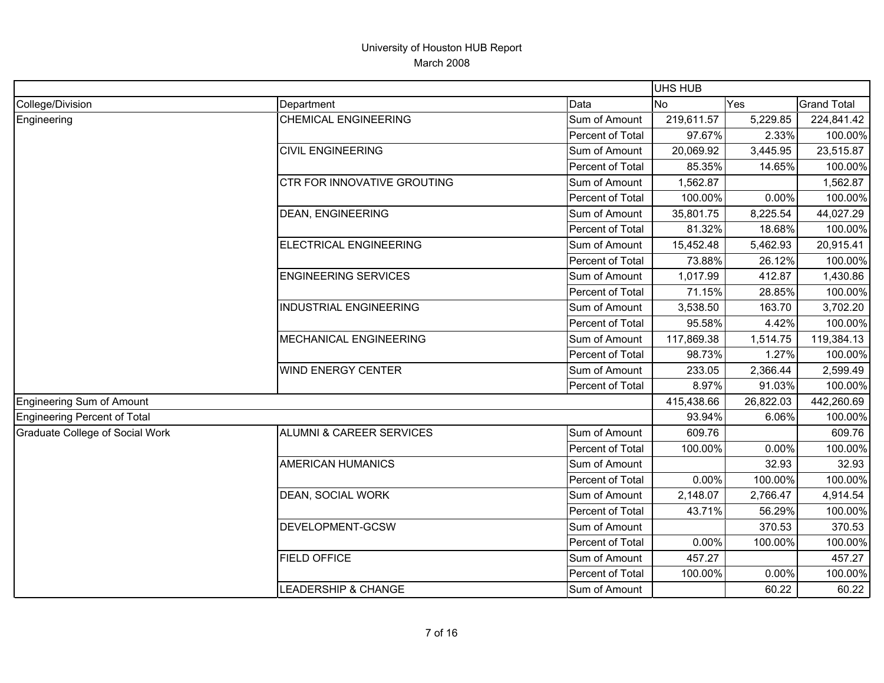# University of Houston HUB Report
March 2008

| | | | UHS HUB | | |
|---|---|---|---|---|---|
| College/Division | Department | Data | No | Yes | Grand Total |
| Engineering | CHEMICAL ENGINEERING | Sum of Amount | 219,611.57 | 5,229.85 | 224,841.42 |
| | | Percent of Total | 97.67% | 2.33% | 100.00% |
| | CIVIL ENGINEERING | Sum of Amount | 20,069.92 | 3,445.95 | 23,515.87 |
| | | Percent of Total | 85.35% | 14.65% | 100.00% |
| | CTR FOR INNOVATIVE GROUTING | Sum of Amount | 1,562.87 | | 1,562.87 |
| | | Percent of Total | 100.00% | 0.00% | 100.00% |
| | DEAN, ENGINEERING | Sum of Amount | 35,801.75 | 8,225.54 | 44,027.29 |
| | | Percent of Total | 81.32% | 18.68% | 100.00% |
| | ELECTRICAL ENGINEERING | Sum of Amount | 15,452.48 | 5,462.93 | 20,915.41 |
| | | Percent of Total | 73.88% | 26.12% | 100.00% |
| | ENGINEERING SERVICES | Sum of Amount | 1,017.99 | 412.87 | 1,430.86 |
| | | Percent of Total | 71.15% | 28.85% | 100.00% |
| | INDUSTRIAL ENGINEERING | Sum of Amount | 3,538.50 | 163.70 | 3,702.20 |
| | | Percent of Total | 95.58% | 4.42% | 100.00% |
| | MECHANICAL ENGINEERING | Sum of Amount | 117,869.38 | 1,514.75 | 119,384.13 |
| | | Percent of Total | 98.73% | 1.27% | 100.00% |
| | WIND ENERGY CENTER | Sum of Amount | 233.05 | 2,366.44 | 2,599.49 |
| | | Percent of Total | 8.97% | 91.03% | 100.00% |
| Engineering Sum of Amount | | | 415,438.66 | 26,822.03 | 442,260.69 |
| Engineering Percent of Total | | | 93.94% | 6.06% | 100.00% |
| Graduate College of Social Work | ALUMNI & CAREER SERVICES | Sum of Amount | 609.76 | | 609.76 |
| | | Percent of Total | 100.00% | 0.00% | 100.00% |
| | AMERICAN HUMANICS | Sum of Amount | | 32.93 | 32.93 |
| | | Percent of Total | 0.00% | 100.00% | 100.00% |
| | DEAN, SOCIAL WORK | Sum of Amount | 2,148.07 | 2,766.47 | 4,914.54 |
| | | Percent of Total | 43.71% | 56.29% | 100.00% |
| | DEVELOPMENT-GCSW | Sum of Amount | | 370.53 | 370.53 |
| | | Percent of Total | 0.00% | 100.00% | 100.00% |
| | FIELD OFFICE | Sum of Amount | 457.27 | | 457.27 |
| | | Percent of Total | 100.00% | 0.00% | 100.00% |
| | LEADERSHIP & CHANGE | Sum of Amount | | 60.22 | 60.22 |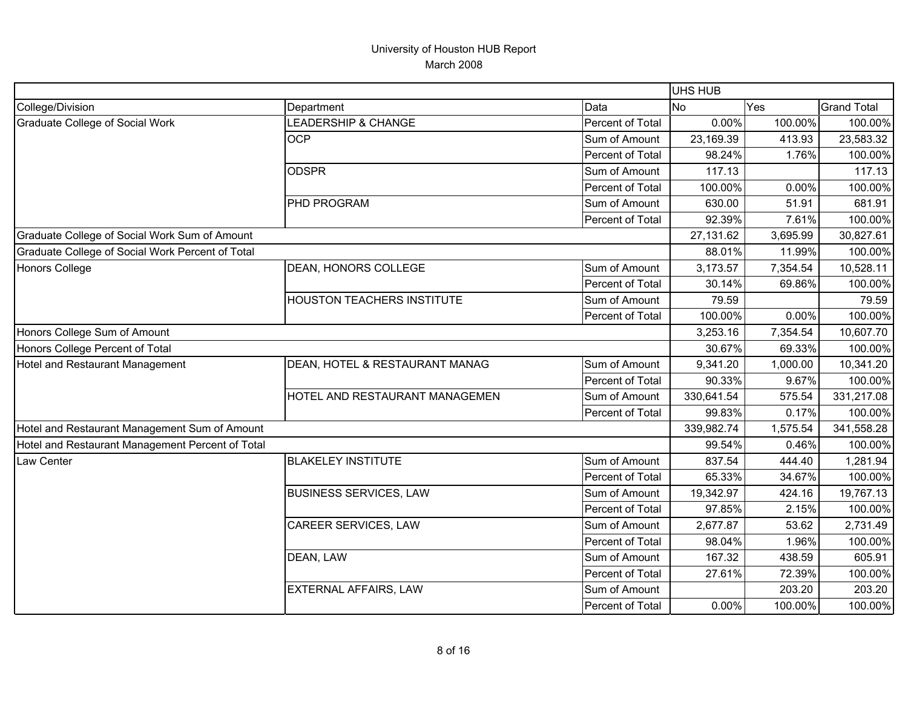# University of Houston HUB Report
March 2008

| | | | UHS HUB | | |
|---|---|---|---|---|---|
| College/Division | Department | Data | No | Yes | Grand Total |
| Graduate College of Social Work | LEADERSHIP & CHANGE | Percent of Total | 0.00% | 100.00% | 100.00% |
| | OCP | Sum of Amount | 23,169.39 | 413.93 | 23,583.32 |
| | | Percent of Total | 98.24% | 1.76% | 100.00% |
| | ODSPR | Sum of Amount | 117.13 | | 117.13 |
| | | Percent of Total | 100.00% | 0.00% | 100.00% |
| | PHD PROGRAM | Sum of Amount | 630.00 | 51.91 | 681.91 |
| | | Percent of Total | 92.39% | 7.61% | 100.00% |
| Graduate College of Social Work Sum of Amount | | | 27,131.62 | 3,695.99 | 30,827.61 |
| Graduate College of Social Work Percent of Total | | | 88.01% | 11.99% | 100.00% |
| Honors College | DEAN, HONORS COLLEGE | Sum of Amount | 3,173.57 | 7,354.54 | 10,528.11 |
| | | Percent of Total | 30.14% | 69.86% | 100.00% |
| | HOUSTON TEACHERS INSTITUTE | Sum of Amount | 79.59 | | 79.59 |
| | | Percent of Total | 100.00% | 0.00% | 100.00% |
| Honors College Sum of Amount | | | 3,253.16 | 7,354.54 | 10,607.70 |
| Honors College Percent of Total | | | 30.67% | 69.33% | 100.00% |
| Hotel and Restaurant Management | DEAN, HOTEL & RESTAURANT MANAG | Sum of Amount | 9,341.20 | 1,000.00 | 10,341.20 |
| | | Percent of Total | 90.33% | 9.67% | 100.00% |
| | HOTEL AND RESTAURANT MANAGEMEN | Sum of Amount | 330,641.54 | 575.54 | 331,217.08 |
| | | Percent of Total | 99.83% | 0.17% | 100.00% |
| Hotel and Restaurant Management Sum of Amount | | | 339,982.74 | 1,575.54 | 341,558.28 |
| Hotel and Restaurant Management Percent of Total | | | 99.54% | 0.46% | 100.00% |
| Law Center | BLAKELEY INSTITUTE | Sum of Amount | 837.54 | 444.40 | 1,281.94 |
| | | Percent of Total | 65.33% | 34.67% | 100.00% |
| | BUSINESS SERVICES, LAW | Sum of Amount | 19,342.97 | 424.16 | 19,767.13 |
| | | Percent of Total | 97.85% | 2.15% | 100.00% |
| | CAREER SERVICES, LAW | Sum of Amount | 2,677.87 | 53.62 | 2,731.49 |
| | | Percent of Total | 98.04% | 1.96% | 100.00% |
| | DEAN, LAW | Sum of Amount | 167.32 | 438.59 | 605.91 |
| | | Percent of Total | 27.61% | 72.39% | 100.00% |
| | EXTERNAL AFFAIRS, LAW | Sum of Amount | | 203.20 | 203.20 |
| | | Percent of Total | 0.00% | 100.00% | 100.00% |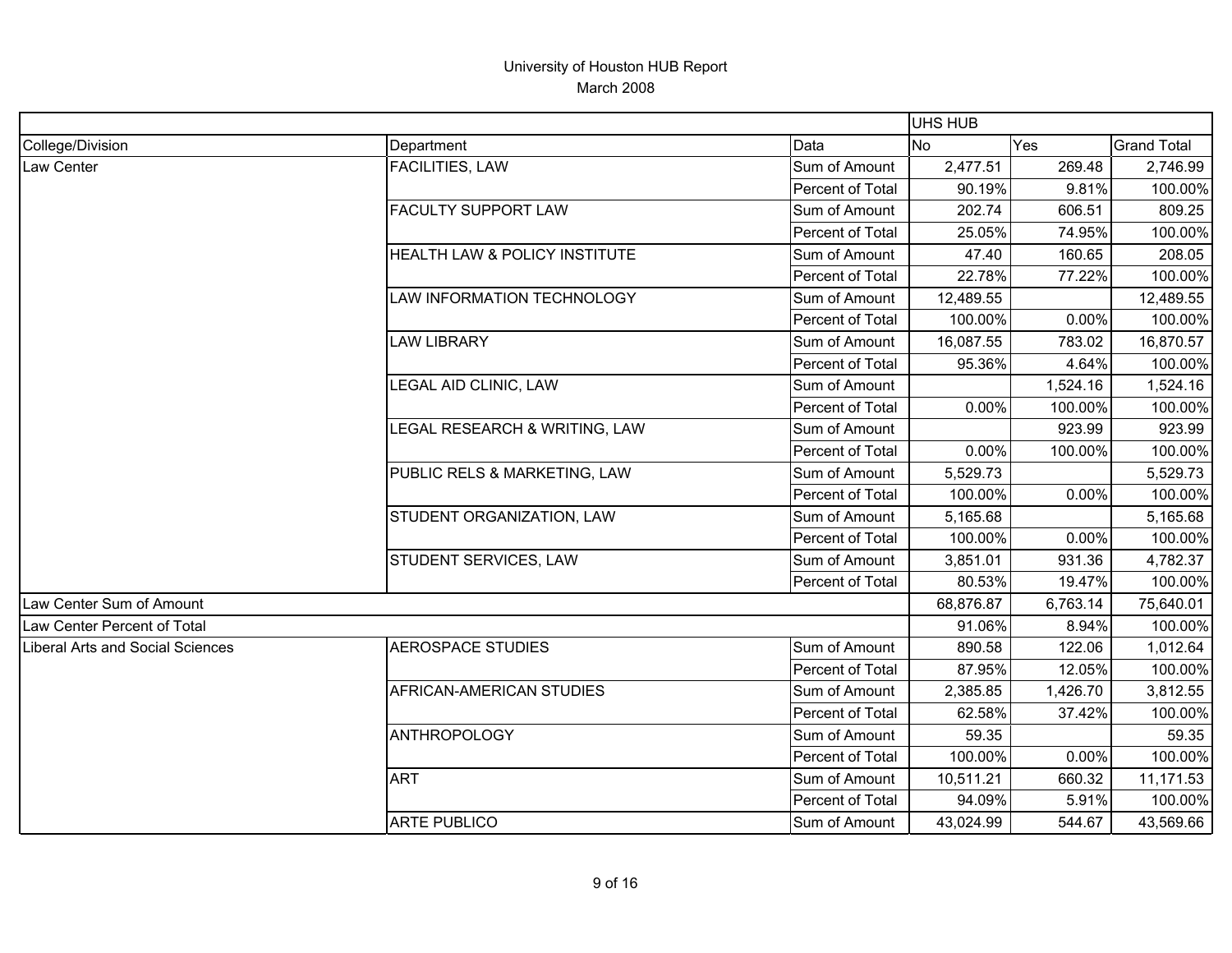# University of Houston HUB Report

March 2008

| | | | UHS HUB | | |
|---|---|---|---|---|---|
| College/Division | Department | Data | No | Yes | Grand Total |
| Law Center | FACILITIES, LAW | Sum of Amount | 2,477.51 | 269.48 | 2,746.99 |
| | | Percent of Total | 90.19% | 9.81% | 100.00% |
| | FACULTY SUPPORT LAW | Sum of Amount | 202.74 | 606.51 | 809.25 |
| | | Percent of Total | 25.05% | 74.95% | 100.00% |
| | HEALTH LAW & POLICY INSTITUTE | Sum of Amount | 47.40 | 160.65 | 208.05 |
| | | Percent of Total | 22.78% | 77.22% | 100.00% |
| | LAW INFORMATION TECHNOLOGY | Sum of Amount | 12,489.55 | | 12,489.55 |
| | | Percent of Total | 100.00% | 0.00% | 100.00% |
| | LAW LIBRARY | Sum of Amount | 16,087.55 | 783.02 | 16,870.57 |
| | | Percent of Total | 95.36% | 4.64% | 100.00% |
| | LEGAL AID CLINIC, LAW | Sum of Amount | | 1,524.16 | 1,524.16 |
| | | Percent of Total | 0.00% | 100.00% | 100.00% |
| | LEGAL RESEARCH & WRITING, LAW | Sum of Amount | | 923.99 | 923.99 |
| | | Percent of Total | 0.00% | 100.00% | 100.00% |
| | PUBLIC RELS & MARKETING, LAW | Sum of Amount | 5,529.73 | | 5,529.73 |
| | | Percent of Total | 100.00% | 0.00% | 100.00% |
| | STUDENT ORGANIZATION, LAW | Sum of Amount | 5,165.68 | | 5,165.68 |
| | | Percent of Total | 100.00% | 0.00% | 100.00% |
| | STUDENT SERVICES, LAW | Sum of Amount | 3,851.01 | 931.36 | 4,782.37 |
| | | Percent of Total | 80.53% | 19.47% | 100.00% |
| Law Center Sum of Amount | | | 68,876.87 | 6,763.14 | 75,640.01 |
| Law Center Percent of Total | | | 91.06% | 8.94% | 100.00% |
| Liberal Arts and Social Sciences | AEROSPACE STUDIES | Sum of Amount | 890.58 | 122.06 | 1,012.64 |
| | | Percent of Total | 87.95% | 12.05% | 100.00% |
| | AFRICAN-AMERICAN STUDIES | Sum of Amount | 2,385.85 | 1,426.70 | 3,812.55 |
| | | Percent of Total | 62.58% | 37.42% | 100.00% |
| | ANTHROPOLOGY | Sum of Amount | 59.35 | | 59.35 |
| | | Percent of Total | 100.00% | 0.00% | 100.00% |
| | ART | Sum of Amount | 10,511.21 | 660.32 | 11,171.53 |
| | | Percent of Total | 94.09% | 5.91% | 100.00% |
| | ARTE PUBLICO | Sum of Amount | 43,024.99 | 544.67 | 43,569.66 |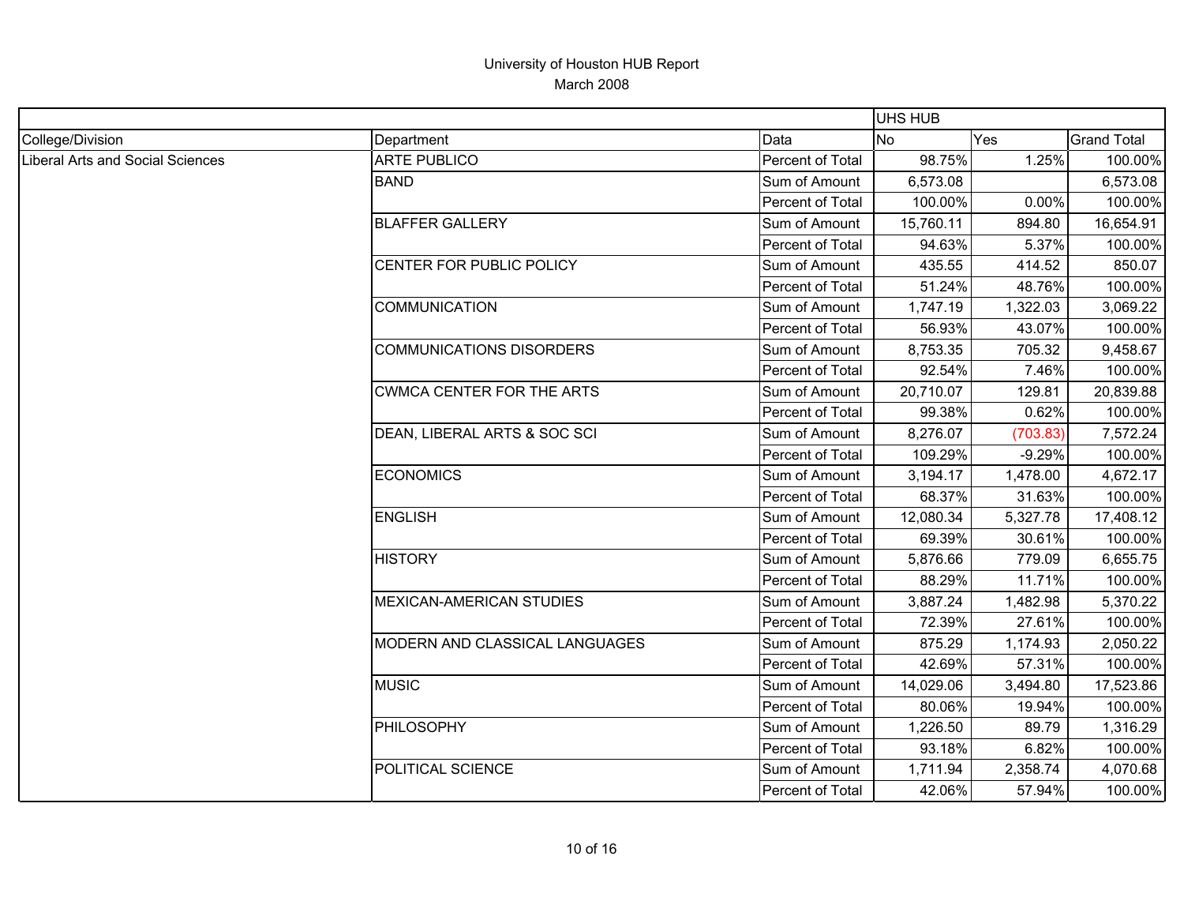University of Houston HUB Report
March 2008

| | | | UHS HUB | | |
|---|---|---|---|---|---|
| College/Division | Department | Data | No | Yes | Grand Total |
| Liberal Arts and Social Sciences | ARTE PUBLICO | Percent of Total | 98.75% | 1.25% | 100.00% |
| | BAND | Sum of Amount | 6,573.08 | | 6,573.08 |
| | | Percent of Total | 100.00% | 0.00% | 100.00% |
| | BLAFFER GALLERY | Sum of Amount | 15,760.11 | 894.80 | 16,654.91 |
| | | Percent of Total | 94.63% | 5.37% | 100.00% |
| | CENTER FOR PUBLIC POLICY | Sum of Amount | 435.55 | 414.52 | 850.07 |
| | | Percent of Total | 51.24% | 48.76% | 100.00% |
| | COMMUNICATION | Sum of Amount | 1,747.19 | 1,322.03 | 3,069.22 |
| | | Percent of Total | 56.93% | 43.07% | 100.00% |
| | COMMUNICATIONS DISORDERS | Sum of Amount | 8,753.35 | 705.32 | 9,458.67 |
| | | Percent of Total | 92.54% | 7.46% | 100.00% |
| | CWMCA CENTER FOR THE ARTS | Sum of Amount | 20,710.07 | 129.81 | 20,839.88 |
| | | Percent of Total | 99.38% | 0.62% | 100.00% |
| | DEAN, LIBERAL ARTS & SOC SCI | Sum of Amount | 8,276.07 | (703.83) | 7,572.24 |
| | | Percent of Total | 109.29% | -9.29% | 100.00% |
| | ECONOMICS | Sum of Amount | 3,194.17 | 1,478.00 | 4,672.17 |
| | | Percent of Total | 68.37% | 31.63% | 100.00% |
| | ENGLISH | Sum of Amount | 12,080.34 | 5,327.78 | 17,408.12 |
| | | Percent of Total | 69.39% | 30.61% | 100.00% |
| | HISTORY | Sum of Amount | 5,876.66 | 779.09 | 6,655.75 |
| | | Percent of Total | 88.29% | 11.71% | 100.00% |
| | MEXICAN-AMERICAN STUDIES | Sum of Amount | 3,887.24 | 1,482.98 | 5,370.22 |
| | | Percent of Total | 72.39% | 27.61% | 100.00% |
| | MODERN AND CLASSICAL LANGUAGES | Sum of Amount | 875.29 | 1,174.93 | 2,050.22 |
| | | Percent of Total | 42.69% | 57.31% | 100.00% |
| | MUSIC | Sum of Amount | 14,029.06 | 3,494.80 | 17,523.86 |
| | | Percent of Total | 80.06% | 19.94% | 100.00% |
| | PHILOSOPHY | Sum of Amount | 1,226.50 | 89.79 | 1,316.29 |
| | | Percent of Total | 93.18% | 6.82% | 100.00% |
| | POLITICAL SCIENCE | Sum of Amount | 1,711.94 | 2,358.74 | 4,070.68 |
| | | Percent of Total | 42.06% | 57.94% | 100.00% |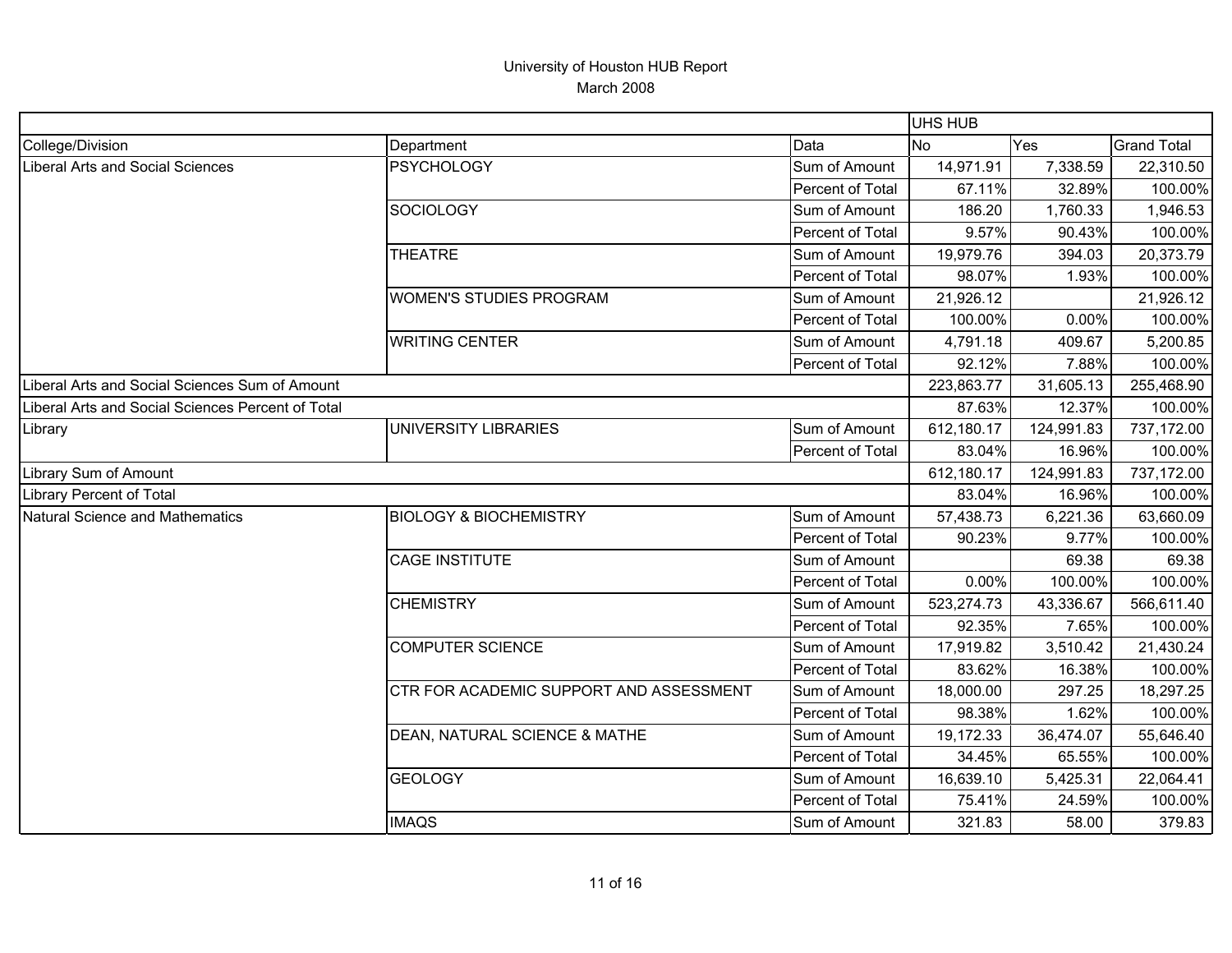# University of Houston HUB Report

March 2008

| | | | UHS HUB | | |
|---|---|---|---|---|---|
| College/Division | Department | Data | No | Yes | Grand Total |
| Liberal Arts and Social Sciences | PSYCHOLOGY | Sum of Amount | 14,971.91 | 7,338.59 | 22,310.50 |
| | | Percent of Total | 67.11% | 32.89% | 100.00% |
| | SOCIOLOGY | Sum of Amount | 186.20 | 1,760.33 | 1,946.53 |
| | | Percent of Total | 9.57% | 90.43% | 100.00% |
| | THEATRE | Sum of Amount | 19,979.76 | 394.03 | 20,373.79 |
| | | Percent of Total | 98.07% | 1.93% | 100.00% |
| | WOMEN'S STUDIES PROGRAM | Sum of Amount | 21,926.12 | | 21,926.12 |
| | | Percent of Total | 100.00% | 0.00% | 100.00% |
| | WRITING CENTER | Sum of Amount | 4,791.18 | 409.67 | 5,200.85 |
| | | Percent of Total | 92.12% | 7.88% | 100.00% |
| Liberal Arts and Social Sciences Sum of Amount | | | 223,863.77 | 31,605.13 | 255,468.90 |
| Liberal Arts and Social Sciences Percent of Total | | | 87.63% | 12.37% | 100.00% |
| Library | UNIVERSITY LIBRARIES | Sum of Amount | 612,180.17 | 124,991.83 | 737,172.00 |
| | | Percent of Total | 83.04% | 16.96% | 100.00% |
| Library Sum of Amount | | | 612,180.17 | 124,991.83 | 737,172.00 |
| Library Percent of Total | | | 83.04% | 16.96% | 100.00% |
| Natural Science and Mathematics | BIOLOGY & BIOCHEMISTRY | Sum of Amount | 57,438.73 | 6,221.36 | 63,660.09 |
| | | Percent of Total | 90.23% | 9.77% | 100.00% |
| | CAGE INSTITUTE | Sum of Amount | | 69.38 | 69.38 |
| | | Percent of Total | 0.00% | 100.00% | 100.00% |
| | CHEMISTRY | Sum of Amount | 523,274.73 | 43,336.67 | 566,611.40 |
| | | Percent of Total | 92.35% | 7.65% | 100.00% |
| | COMPUTER SCIENCE | Sum of Amount | 17,919.82 | 3,510.42 | 21,430.24 |
| | | Percent of Total | 83.62% | 16.38% | 100.00% |
| | CTR FOR ACADEMIC SUPPORT AND ASSESSMENT | Sum of Amount | 18,000.00 | 297.25 | 18,297.25 |
| | | Percent of Total | 98.38% | 1.62% | 100.00% |
| | DEAN, NATURAL SCIENCE & MATHE | Sum of Amount | 19,172.33 | 36,474.07 | 55,646.40 |
| | | Percent of Total | 34.45% | 65.55% | 100.00% |
| | GEOLOGY | Sum of Amount | 16,639.10 | 5,425.31 | 22,064.41 |
| | | Percent of Total | 75.41% | 24.59% | 100.00% |
| | IMAQS | Sum of Amount | 321.83 | 58.00 | 379.83 |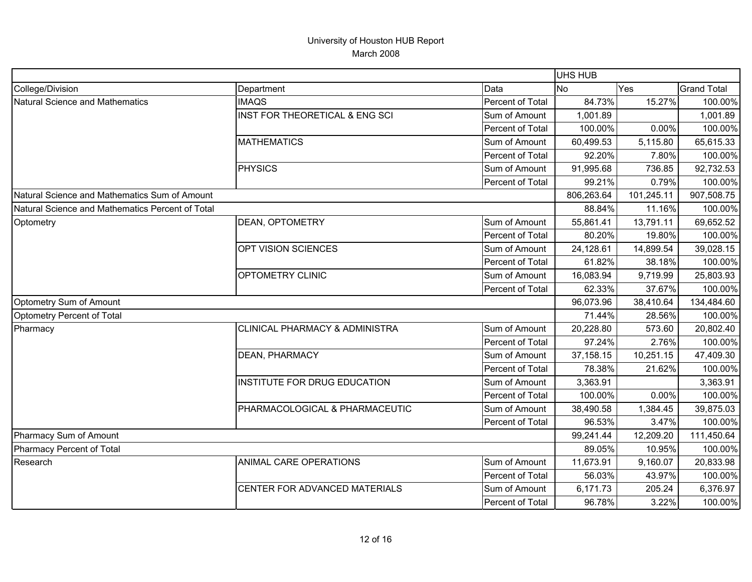# University of Houston HUB Report
March 2008

| | | | UHS HUB | | |
|---|---|---|---|---|---|
| College/Division | Department | Data | No | Yes | Grand Total |
| Natural Science and Mathematics | IMAQS | Percent of Total | 84.73% | 15.27% | 100.00% |
| | INST FOR THEORETICAL & ENG SCI | Sum of Amount | 1,001.89 | | 1,001.89 |
| | | Percent of Total | 100.00% | 0.00% | 100.00% |
| | MATHEMATICS | Sum of Amount | 60,499.53 | 5,115.80 | 65,615.33 |
| | | Percent of Total | 92.20% | 7.80% | 100.00% |
| | PHYSICS | Sum of Amount | 91,995.68 | 736.85 | 92,732.53 |
| | | Percent of Total | 99.21% | 0.79% | 100.00% |
| Natural Science and Mathematics Sum of Amount | | | 806,263.64 | 101,245.11 | 907,508.75 |
| Natural Science and Mathematics Percent of Total | | | 88.84% | 11.16% | 100.00% |
| Optometry | DEAN, OPTOMETRY | Sum of Amount | 55,861.41 | 13,791.11 | 69,652.52 |
| | | Percent of Total | 80.20% | 19.80% | 100.00% |
| | OPT VISION SCIENCES | Sum of Amount | 24,128.61 | 14,899.54 | 39,028.15 |
| | | Percent of Total | 61.82% | 38.18% | 100.00% |
| | OPTOMETRY CLINIC | Sum of Amount | 16,083.94 | 9,719.99 | 25,803.93 |
| | | Percent of Total | 62.33% | 37.67% | 100.00% |
| Optometry Sum of Amount | | | 96,073.96 | 38,410.64 | 134,484.60 |
| Optometry Percent of Total | | | 71.44% | 28.56% | 100.00% |
| Pharmacy | CLINICAL PHARMACY & ADMINISTRA | Sum of Amount | 20,228.80 | 573.60 | 20,802.40 |
| | | Percent of Total | 97.24% | 2.76% | 100.00% |
| | DEAN, PHARMACY | Sum of Amount | 37,158.15 | 10,251.15 | 47,409.30 |
| | | Percent of Total | 78.38% | 21.62% | 100.00% |
| | INSTITUTE FOR DRUG EDUCATION | Sum of Amount | 3,363.91 | | 3,363.91 |
| | | Percent of Total | 100.00% | 0.00% | 100.00% |
| | PHARMACOLOGICAL & PHARMACEUTIC | Sum of Amount | 38,490.58 | 1,384.45 | 39,875.03 |
| | | Percent of Total | 96.53% | 3.47% | 100.00% |
| Pharmacy Sum of Amount | | | 99,241.44 | 12,209.20 | 111,450.64 |
| Pharmacy Percent of Total | | | 89.05% | 10.95% | 100.00% |
| Research | ANIMAL CARE OPERATIONS | Sum of Amount | 11,673.91 | 9,160.07 | 20,833.98 |
| | | Percent of Total | 56.03% | 43.97% | 100.00% |
| | CENTER FOR ADVANCED MATERIALS | Sum of Amount | 6,171.73 | 205.24 | 6,376.97 |
| | | Percent of Total | 96.78% | 3.22% | 100.00% |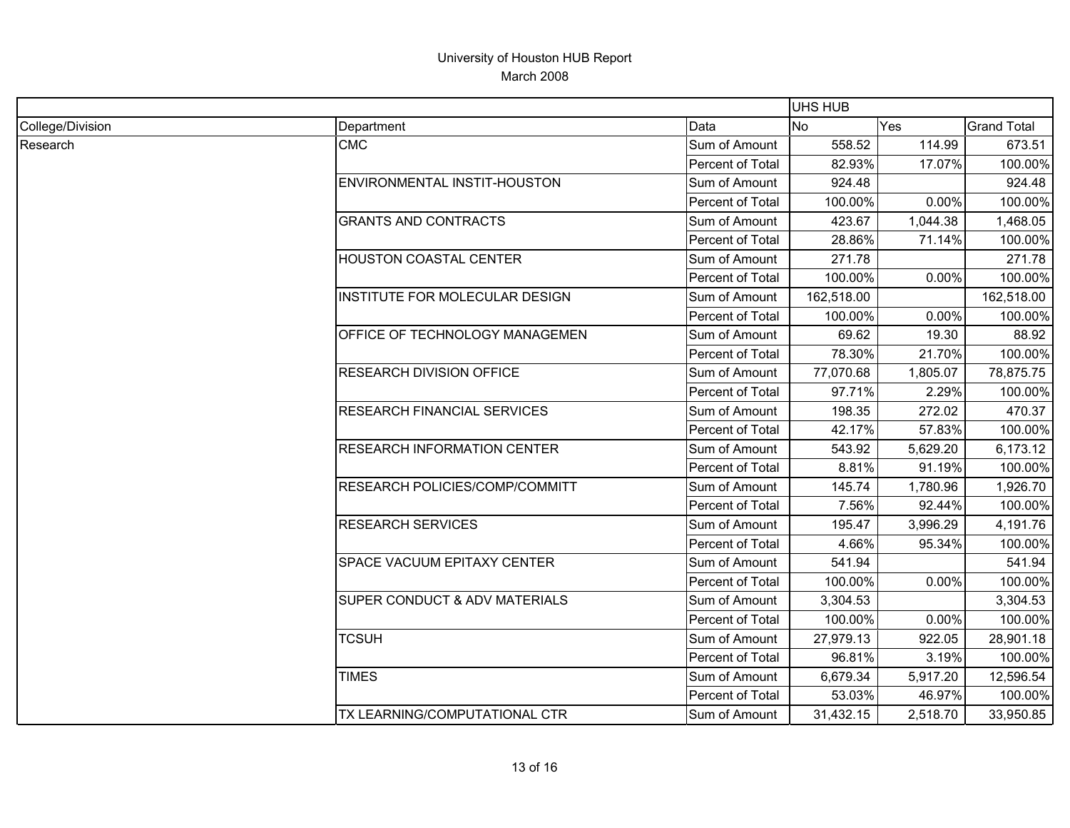# University of Houston HUB Report
## March 2008

| | | | UHS HUB | | |
|---|---|---|---|---|---|
| College/Division | Department | Data | No | Yes | Grand Total |
| Research | CMC | Sum of Amount | 558.52 | 114.99 | 673.51 |
| | | Percent of Total | 82.93% | 17.07% | 100.00% |
| | ENVIRONMENTAL INSTIT-HOUSTON | Sum of Amount | 924.48 | | 924.48 |
| | | Percent of Total | 100.00% | 0.00% | 100.00% |
| | GRANTS AND CONTRACTS | Sum of Amount | 423.67 | 1,044.38 | 1,468.05 |
| | | Percent of Total | 28.86% | 71.14% | 100.00% |
| | HOUSTON COASTAL CENTER | Sum of Amount | 271.78 | | 271.78 |
| | | Percent of Total | 100.00% | 0.00% | 100.00% |
| | INSTITUTE FOR MOLECULAR DESIGN | Sum of Amount | 162,518.00 | | 162,518.00 |
| | | Percent of Total | 100.00% | 0.00% | 100.00% |
| | OFFICE OF TECHNOLOGY MANAGEMEN | Sum of Amount | 69.62 | 19.30 | 88.92 |
| | | Percent of Total | 78.30% | 21.70% | 100.00% |
| | RESEARCH DIVISION OFFICE | Sum of Amount | 77,070.68 | 1,805.07 | 78,875.75 |
| | | Percent of Total | 97.71% | 2.29% | 100.00% |
| | RESEARCH FINANCIAL SERVICES | Sum of Amount | 198.35 | 272.02 | 470.37 |
| | | Percent of Total | 42.17% | 57.83% | 100.00% |
| | RESEARCH INFORMATION CENTER | Sum of Amount | 543.92 | 5,629.20 | 6,173.12 |
| | | Percent of Total | 8.81% | 91.19% | 100.00% |
| | RESEARCH POLICIES/COMP/COMMITT | Sum of Amount | 145.74 | 1,780.96 | 1,926.70 |
| | | Percent of Total | 7.56% | 92.44% | 100.00% |
| | RESEARCH SERVICES | Sum of Amount | 195.47 | 3,996.29 | 4,191.76 |
| | | Percent of Total | 4.66% | 95.34% | 100.00% |
| | SPACE VACUUM EPITAXY CENTER | Sum of Amount | 541.94 | | 541.94 |
| | | Percent of Total | 100.00% | 0.00% | 100.00% |
| | SUPER CONDUCT & ADV MATERIALS | Sum of Amount | 3,304.53 | | 3,304.53 |
| | | Percent of Total | 100.00% | 0.00% | 100.00% |
| | TCSUH | Sum of Amount | 27,979.13 | 922.05 | 28,901.18 |
| | | Percent of Total | 96.81% | 3.19% | 100.00% |
| | TIMES | Sum of Amount | 6,679.34 | 5,917.20 | 12,596.54 |
| | | Percent of Total | 53.03% | 46.97% | 100.00% |
| | TX LEARNING/COMPUTATIONAL CTR | Sum of Amount | 31,432.15 | 2,518.70 | 33,950.85 |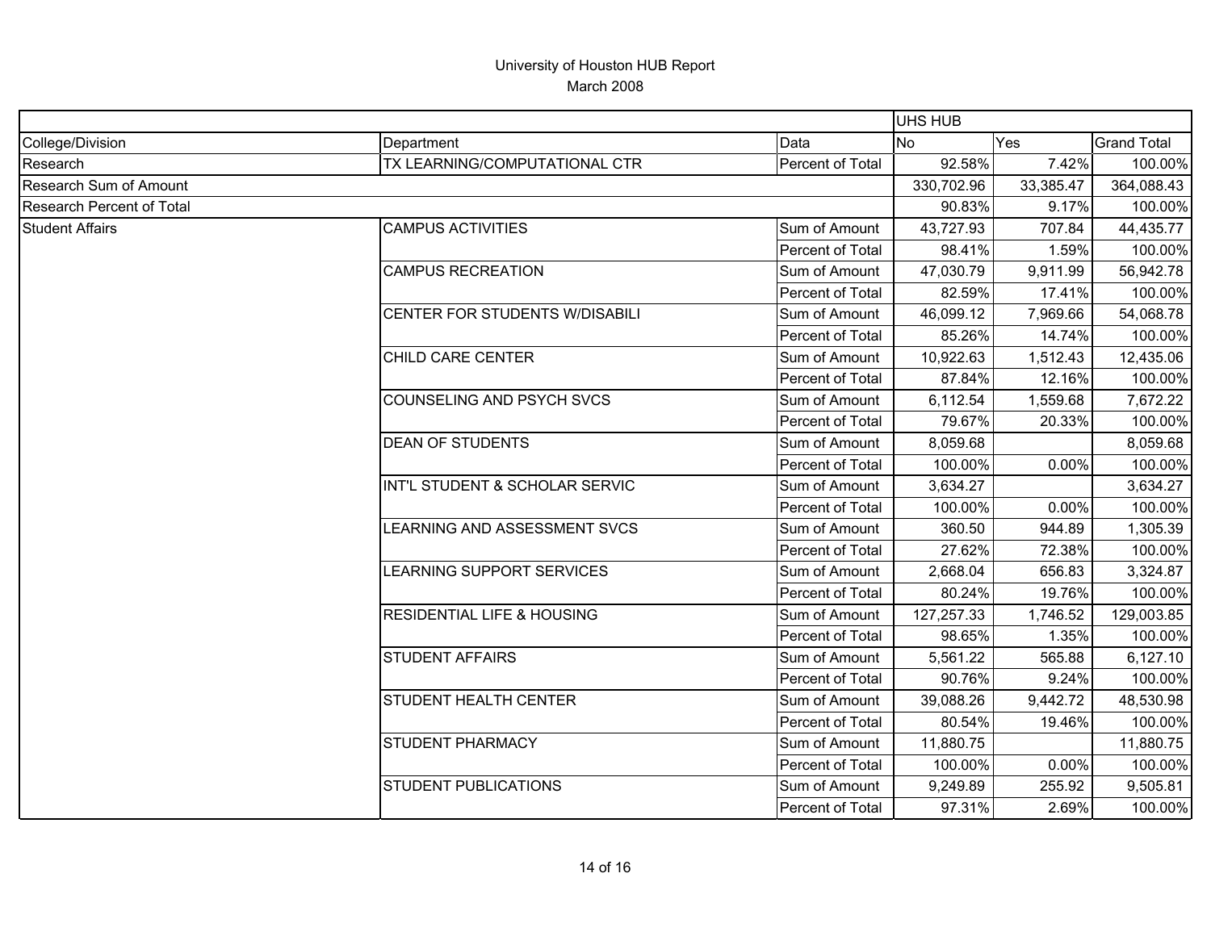# University of Houston HUB Report

March 2008

| | | | UHS HUB | | |
|---|---|---|---|---|---|
| College/Division | Department | Data | No | Yes | Grand Total |
| Research | TX LEARNING/COMPUTATIONAL CTR | Percent of Total | 92.58% | 7.42% | 100.00% |
| Research Sum of Amount | | | 330,702.96 | 33,385.47 | 364,088.43 |
| Research Percent of Total | | | 90.83% | 9.17% | 100.00% |
| Student Affairs | CAMPUS ACTIVITIES | Sum of Amount | 43,727.93 | 707.84 | 44,435.77 |
| | | Percent of Total | 98.41% | 1.59% | 100.00% |
| | CAMPUS RECREATION | Sum of Amount | 47,030.79 | 9,911.99 | 56,942.78 |
| | | Percent of Total | 82.59% | 17.41% | 100.00% |
| | CENTER FOR STUDENTS W/DISABILI | Sum of Amount | 46,099.12 | 7,969.66 | 54,068.78 |
| | | Percent of Total | 85.26% | 14.74% | 100.00% |
| | CHILD CARE CENTER | Sum of Amount | 10,922.63 | 1,512.43 | 12,435.06 |
| | | Percent of Total | 87.84% | 12.16% | 100.00% |
| | COUNSELING AND PSYCH SVCS | Sum of Amount | 6,112.54 | 1,559.68 | 7,672.22 |
| | | Percent of Total | 79.67% | 20.33% | 100.00% |
| | DEAN OF STUDENTS | Sum of Amount | 8,059.68 | | 8,059.68 |
| | | Percent of Total | 100.00% | 0.00% | 100.00% |
| | INT'L STUDENT & SCHOLAR SERVIC | Sum of Amount | 3,634.27 | | 3,634.27 |
| | | Percent of Total | 100.00% | 0.00% | 100.00% |
| | LEARNING AND ASSESSMENT SVCS | Sum of Amount | 360.50 | 944.89 | 1,305.39 |
| | | Percent of Total | 27.62% | 72.38% | 100.00% |
| | LEARNING SUPPORT SERVICES | Sum of Amount | 2,668.04 | 656.83 | 3,324.87 |
| | | Percent of Total | 80.24% | 19.76% | 100.00% |
| | RESIDENTIAL LIFE & HOUSING | Sum of Amount | 127,257.33 | 1,746.52 | 129,003.85 |
| | | Percent of Total | 98.65% | 1.35% | 100.00% |
| | STUDENT AFFAIRS | Sum of Amount | 5,561.22 | 565.88 | 6,127.10 |
| | | Percent of Total | 90.76% | 9.24% | 100.00% |
| | STUDENT HEALTH CENTER | Sum of Amount | 39,088.26 | 9,442.72 | 48,530.98 |
| | | Percent of Total | 80.54% | 19.46% | 100.00% |
| | STUDENT PHARMACY | Sum of Amount | 11,880.75 | | 11,880.75 |
| | | Percent of Total | 100.00% | 0.00% | 100.00% |
| | STUDENT PUBLICATIONS | Sum of Amount | 9,249.89 | 255.92 | 9,505.81 |
| | | Percent of Total | 97.31% | 2.69% | 100.00% |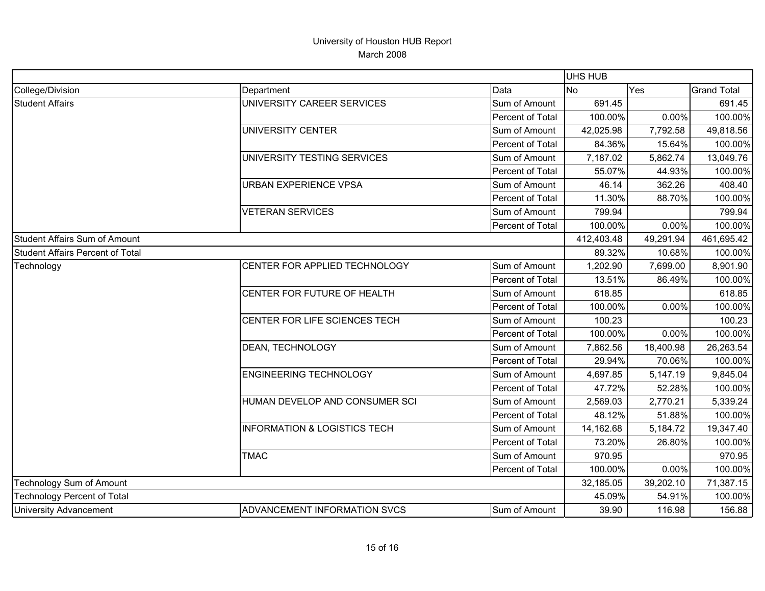University of Houston HUB Report

March 2008

| | | | UHS HUB | | |
|---|---|---|---|---|---|
| College/Division | Department | Data | No | Yes | Grand Total |
| Student Affairs | UNIVERSITY CAREER SERVICES | Sum of Amount | 691.45 | | 691.45 |
| | | Percent of Total | 100.00% | 0.00% | 100.00% |
| | UNIVERSITY CENTER | Sum of Amount | 42,025.98 | 7,792.58 | 49,818.56 |
| | | Percent of Total | 84.36% | 15.64% | 100.00% |
| | UNIVERSITY TESTING SERVICES | Sum of Amount | 7,187.02 | 5,862.74 | 13,049.76 |
| | | Percent of Total | 55.07% | 44.93% | 100.00% |
| | URBAN EXPERIENCE VPSA | Sum of Amount | 46.14 | 362.26 | 408.40 |
| | | Percent of Total | 11.30% | 88.70% | 100.00% |
| | VETERAN SERVICES | Sum of Amount | 799.94 | | 799.94 |
| | | Percent of Total | 100.00% | 0.00% | 100.00% |
| Student Affairs Sum of Amount | | | 412,403.48 | 49,291.94 | 461,695.42 |
| Student Affairs Percent of Total | | | 89.32% | 10.68% | 100.00% |
| Technology | CENTER FOR APPLIED TECHNOLOGY | Sum of Amount | 1,202.90 | 7,699.00 | 8,901.90 |
| | | Percent of Total | 13.51% | 86.49% | 100.00% |
| | CENTER FOR FUTURE OF HEALTH | Sum of Amount | 618.85 | | 618.85 |
| | | Percent of Total | 100.00% | 0.00% | 100.00% |
| | CENTER FOR LIFE SCIENCES TECH | Sum of Amount | 100.23 | | 100.23 |
| | | Percent of Total | 100.00% | 0.00% | 100.00% |
| | DEAN, TECHNOLOGY | Sum of Amount | 7,862.56 | 18,400.98 | 26,263.54 |
| | | Percent of Total | 29.94% | 70.06% | 100.00% |
| | ENGINEERING TECHNOLOGY | Sum of Amount | 4,697.85 | 5,147.19 | 9,845.04 |
| | | Percent of Total | 47.72% | 52.28% | 100.00% |
| | HUMAN DEVELOP AND CONSUMER SCI | Sum of Amount | 2,569.03 | 2,770.21 | 5,339.24 |
| | | Percent of Total | 48.12% | 51.88% | 100.00% |
| | INFORMATION & LOGISTICS TECH | Sum of Amount | 14,162.68 | 5,184.72 | 19,347.40 |
| | | Percent of Total | 73.20% | 26.80% | 100.00% |
| | TMAC | Sum of Amount | 970.95 | | 970.95 |
| | | Percent of Total | 100.00% | 0.00% | 100.00% |
| Technology Sum of Amount | | | 32,185.05 | 39,202.10 | 71,387.15 |
| Technology Percent of Total | | | 45.09% | 54.91% | 100.00% |
| University Advancement | ADVANCEMENT INFORMATION SVCS | Sum of Amount | 39.90 | 116.98 | 156.88 |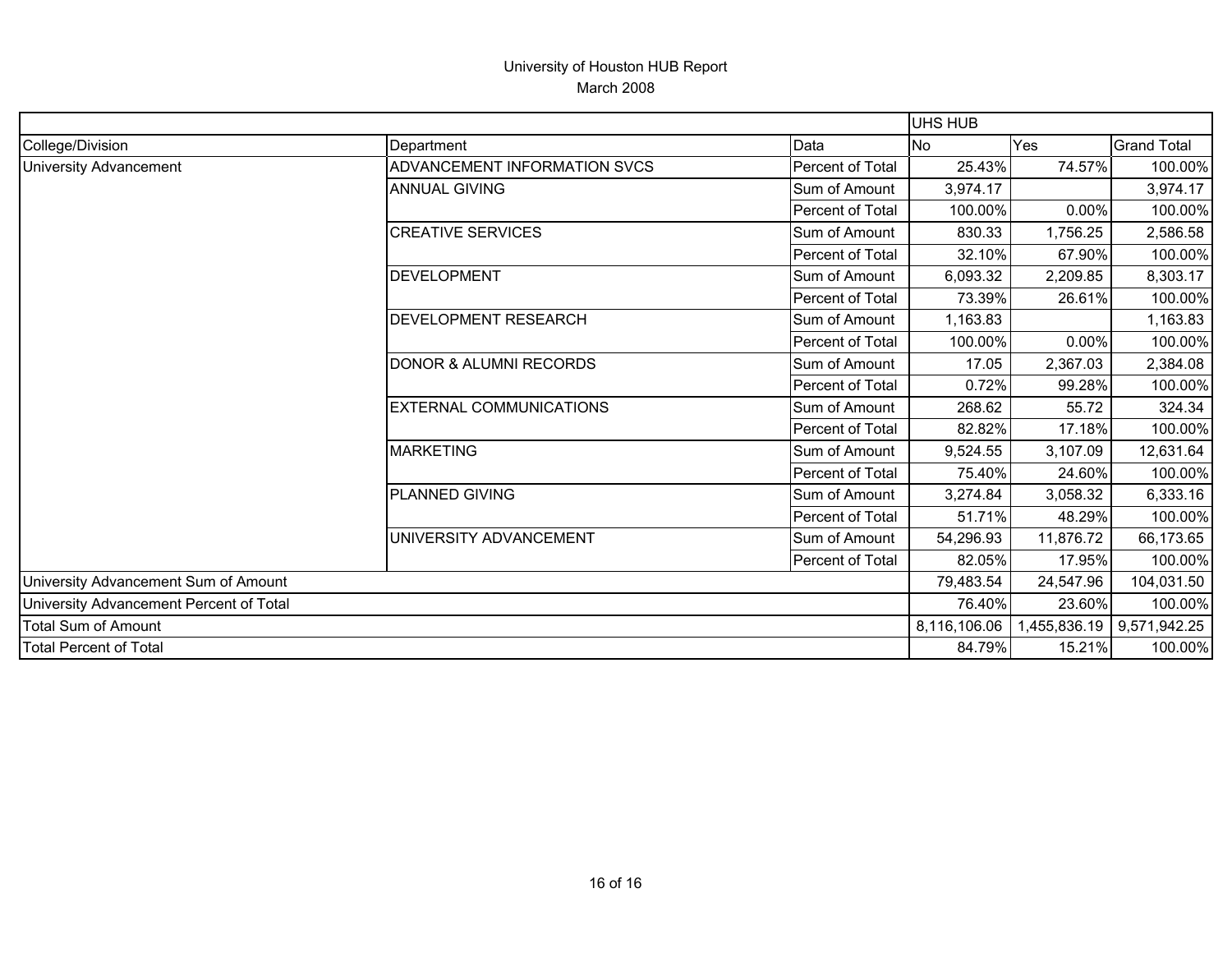# University of Houston HUB Report
March 2008

| | | | UHS HUB | | |
|---|---|---|---|---|---|
| College/Division | Department | Data | No | Yes | Grand Total |
| University Advancement | ADVANCEMENT INFORMATION SVCS | Percent of Total | 25.43% | 74.57% | 100.00% |
| | ANNUAL GIVING | Sum of Amount | 3,974.17 | | 3,974.17 |
| | | Percent of Total | 100.00% | 0.00% | 100.00% |
| | CREATIVE SERVICES | Sum of Amount | 830.33 | 1,756.25 | 2,586.58 |
| | | Percent of Total | 32.10% | 67.90% | 100.00% |
| | DEVELOPMENT | Sum of Amount | 6,093.32 | 2,209.85 | 8,303.17 |
| | | Percent of Total | 73.39% | 26.61% | 100.00% |
| | DEVELOPMENT RESEARCH | Sum of Amount | 1,163.83 | | 1,163.83 |
| | | Percent of Total | 100.00% | 0.00% | 100.00% |
| | DONOR & ALUMNI RECORDS | Sum of Amount | 17.05 | 2,367.03 | 2,384.08 |
| | | Percent of Total | 0.72% | 99.28% | 100.00% |
| | EXTERNAL COMMUNICATIONS | Sum of Amount | 268.62 | 55.72 | 324.34 |
| | | Percent of Total | 82.82% | 17.18% | 100.00% |
| | MARKETING | Sum of Amount | 9,524.55 | 3,107.09 | 12,631.64 |
| | | Percent of Total | 75.40% | 24.60% | 100.00% |
| | PLANNED GIVING | Sum of Amount | 3,274.84 | 3,058.32 | 6,333.16 |
| | | Percent of Total | 51.71% | 48.29% | 100.00% |
| | UNIVERSITY ADVANCEMENT | Sum of Amount | 54,296.93 | 11,876.72 | 66,173.65 |
| | | Percent of Total | 82.05% | 17.95% | 100.00% |
| University Advancement Sum of Amount | | | 79,483.54 | 24,547.96 | 104,031.50 |
| University Advancement Percent of Total | | | 76.40% | 23.60% | 100.00% |
| Total Sum of Amount | | | 8,116,106.06 | 1,455,836.19 | 9,571,942.25 |
| Total Percent of Total | | | 84.79% | 15.21% | 100.00% |